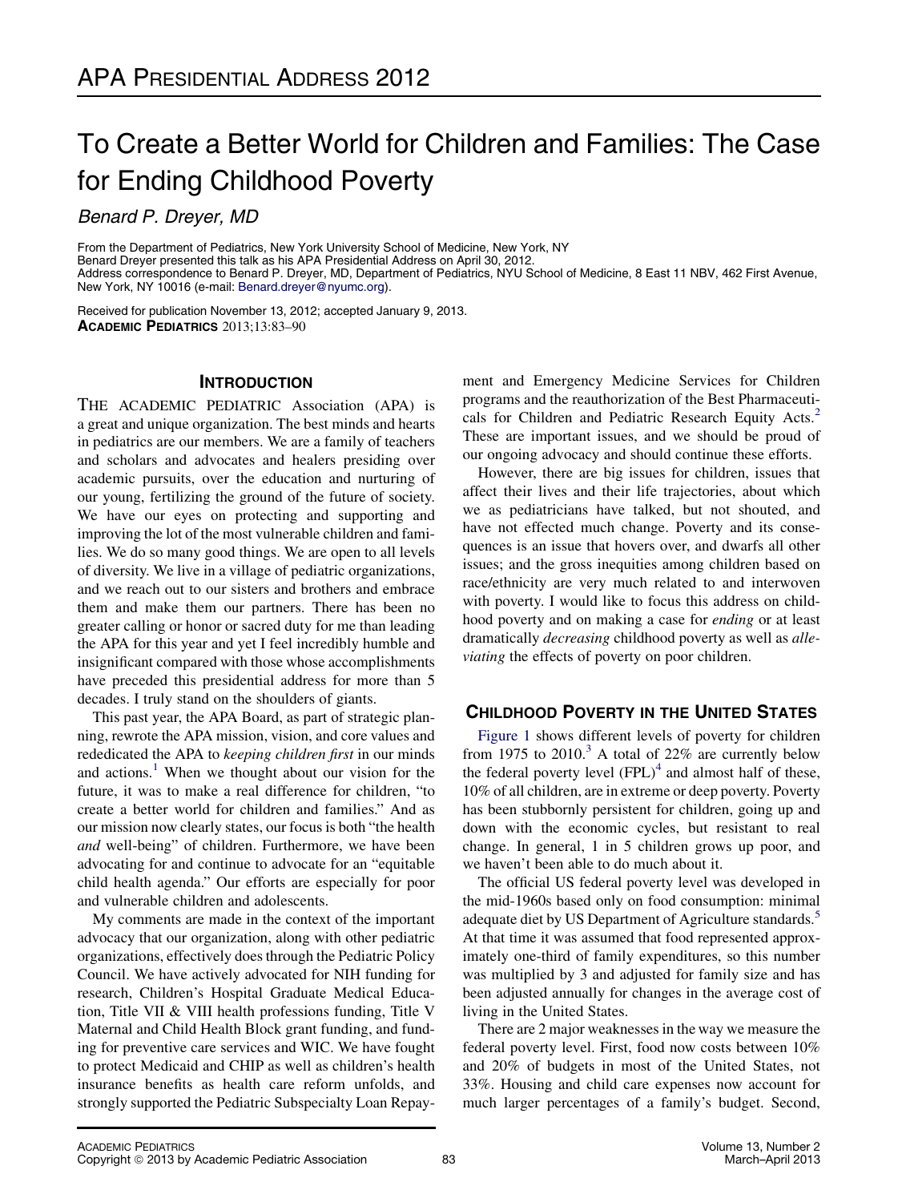APA PRESIDENTIAL ADDRESS 2012

# To Create a Better World for Children and Families: The Case for Ending Childhood Poverty

*Benard P. Dreyer, MD*

From the Department of Pediatrics, New York University School of Medicine, New York, NY
Benard Dreyer presented this talk as his APA Presidential Address on April 30, 2012.
Address correspondence to Benard P. Dreyer, MD, Department of Pediatrics, NYU School of Medicine, 8 East 11 NBV, 462 First Avenue, New York, NY 10016 (e-mail: Benard.dreyer@nyumc.org).

Received for publication November 13, 2012; accepted January 9, 2013.
**ACADEMIC PEDIATRICS** 2013;13:83–90

## INTRODUCTION

THE ACADEMIC PEDIATRIC Association (APA) is a great and unique organization. The best minds and hearts in pediatrics are our members. We are a family of teachers and scholars and advocates and healers presiding over academic pursuits, over the education and nurturing of our young, fertilizing the ground of the future of society. We have our eyes on protecting and supporting and improving the lot of the most vulnerable children and families. We do so many good things. We are open to all levels of diversity. We live in a village of pediatric organizations, and we reach out to our sisters and brothers and embrace them and make them our partners. There has been no greater calling or honor or sacred duty for me than leading the APA for this year and yet I feel incredibly humble and insignificant compared with those whose accomplishments have preceded this presidential address for more than 5 decades. I truly stand on the shoulders of giants.

This past year, the APA Board, as part of strategic planning, rewrote the APA mission, vision, and core values and rededicated the APA to *keeping children first* in our minds and actions.[1] When we thought about our vision for the future, it was to make a real difference for children, "to create a better world for children and families." And as our mission now clearly states, our focus is both "the health *and* well-being" of children. Furthermore, we have been advocating for and continue to advocate for an "equitable child health agenda." Our efforts are especially for poor and vulnerable children and adolescents.

My comments are made in the context of the important advocacy that our organization, along with other pediatric organizations, effectively does through the Pediatric Policy Council. We have actively advocated for NIH funding for research, Children's Hospital Graduate Medical Education, Title VII & VIII health professions funding, Title V Maternal and Child Health Block grant funding, and funding for preventive care services and WIC. We have fought to protect Medicaid and CHIP as well as children's health insurance benefits as health care reform unfolds, and strongly supported the Pediatric Subspecialty Loan Repayment and Emergency Medicine Services for Children programs and the reauthorization of the Best Pharmaceuticals for Children and Pediatric Research Equity Acts.[2] These are important issues, and we should be proud of our ongoing advocacy and should continue these efforts.

However, there are big issues for children, issues that affect their lives and their life trajectories, about which we as pediatricians have talked, but not shouted, and have not effected much change. Poverty and its consequences is an issue that hovers over, and dwarfs all other issues; and the gross inequities among children based on race/ethnicity are very much related to and interwoven with poverty. I would like to focus this address on childhood poverty and on making a case for *ending* or at least dramatically *decreasing* childhood poverty as well as *alleviating* the effects of poverty on poor children.

## CHILDHOOD POVERTY IN THE UNITED STATES

Figure 1 shows different levels of poverty for children from 1975 to 2010.[3] A total of 22% are currently below the federal poverty level (FPL)[4] and almost half of these, 10% of all children, are in extreme or deep poverty. Poverty has been stubbornly persistent for children, going up and down with the economic cycles, but resistant to real change. In general, 1 in 5 children grows up poor, and we haven't been able to do much about it.

The official US federal poverty level was developed in the mid-1960s based only on food consumption: minimal adequate diet by US Department of Agriculture standards.[5] At that time it was assumed that food represented approximately one-third of family expenditures, so this number was multiplied by 3 and adjusted for family size and has been adjusted annually for changes in the average cost of living in the United States.

There are 2 major weaknesses in the way we measure the federal poverty level. First, food now costs between 10% and 20% of budgets in most of the United States, not 33%. Housing and child care expenses now account for much larger percentages of a family's budget. Second,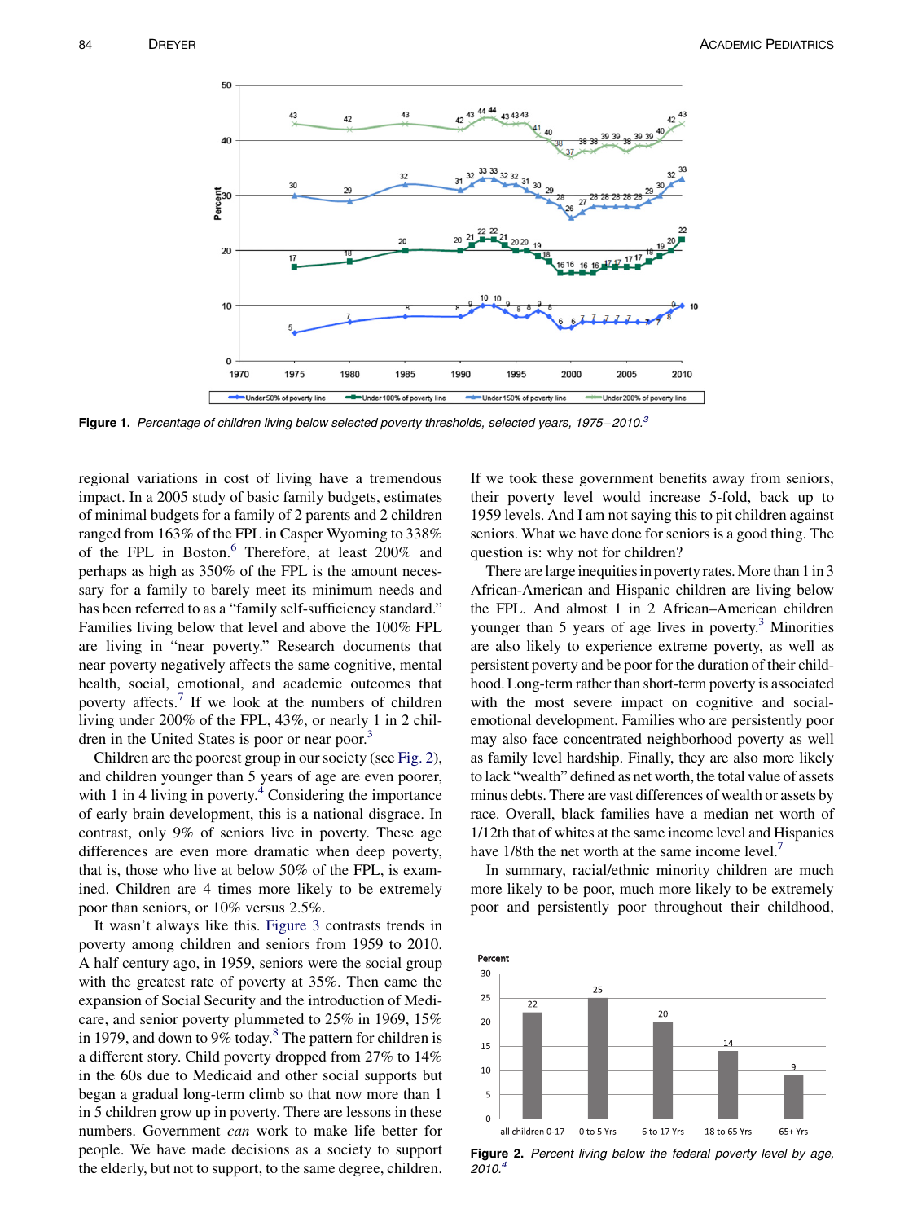50

40

30

20

10

0

Percent

43 42 43 42 43 44 44 43 43 43 41 40 38 37 38 38 39 39 38 39 39 40 42 43

30 29 32 31 32 33 33 32 32 31 30 29 28 26 27 28 28 28 28 28 29 30 32 33

17 18 20 20 21 22 22 21 20 20 19 18 16 16 16 16 17 17 17 17 18 19 20 22

5 7 8 8 9 10 10 9 8 8 9 8 6 6 7 7 7 7 7 7 7 8 9 10

1970 1975 1980 1985 1990 1995 2000 2005 2010

Under 50% of poverty line — Under 100% of poverty line — Under 150% of poverty line — Under 200% of poverty line

**Figure 1.** *Percentage of children living below selected poverty thresholds, selected years, 1975–2010.*[3]

regional variations in cost of living have a tremendous impact. In a 2005 study of basic family budgets, estimates of minimal budgets for a family of 2 parents and 2 children ranged from 163% of the FPL in Casper Wyoming to 338% of the FPL in Boston.[6] Therefore, at least 200% and perhaps as high as 350% of the FPL is the amount necessary for a family to barely meet its minimum needs and has been referred to as a "family self-sufficiency standard." Families living below that level and above the 100% FPL are living in "near poverty." Research documents that near poverty negatively affects the same cognitive, mental health, social, emotional, and academic outcomes that poverty affects.[7] If we look at the numbers of children living under 200% of the FPL, 43%, or nearly 1 in 2 children in the United States is poor or near poor.[3]

Children are the poorest group in our society (see Fig. 2), and children younger than 5 years of age are even poorer, with 1 in 4 living in poverty.[4] Considering the importance of early brain development, this is a national disgrace. In contrast, only 9% of seniors live in poverty. These age differences are even more dramatic when deep poverty, that is, those who live at below 50% of the FPL, is examined. Children are 4 times more likely to be extremely poor than seniors, or 10% versus 2.5%.

It wasn't always like this. Figure 3 contrasts trends in poverty among children and seniors from 1959 to 2010. A half century ago, in 1959, seniors were the social group with the greatest rate of poverty at 35%. Then came the expansion of Social Security and the introduction of Medicare, and senior poverty plummeted to 25% in 1969, 15% in 1979, and down to 9% today.[8] The pattern for children is a different story. Child poverty dropped from 27% to 14% in the 60s due to Medicaid and other social supports but began a gradual long-term climb so that now more than 1 in 5 children grow up in poverty. There are lessons in these numbers. Government *can* work to make life better for people. We have made decisions as a society to support the elderly, but not to support, to the same degree, children. If we took these government benefits away from seniors, their poverty level would increase 5-fold, back up to 1959 levels. And I am not saying this to pit children against seniors. What we have done for seniors is a good thing. The question is: why not for children?

There are large inequities in poverty rates. More than 1 in 3 African-American and Hispanic children are living below the FPL. And almost 1 in 2 African–American children younger than 5 years of age lives in poverty.[3] Minorities are also likely to experience extreme poverty, as well as persistent poverty and be poor for the duration of their childhood. Long-term rather than short-term poverty is associated with the most severe impact on cognitive and social-emotional development. Families who are persistently poor may also face concentrated neighborhood poverty as well as family level hardship. Finally, they are also more likely to lack "wealth" defined as net worth, the total value of assets minus debts. There are vast differences of wealth or assets by race. Overall, black families have a median net worth of 1/12th that of whites at the same income level and Hispanics have 1/8th the net worth at the same income level.[7]

In summary, racial/ethnic minority children are much more likely to be poor, much more likely to be extremely poor and persistently poor throughout their childhood,

Percent

30 25 20 15 10 5 0

22 25 20 14 9

all children 0-17 — 0 to 5 Yrs — 6 to 17 Yrs — 18 to 65 Yrs — 65+ Yrs

**Figure 2.** *Percent living below the federal poverty level by age, 2010.*[4]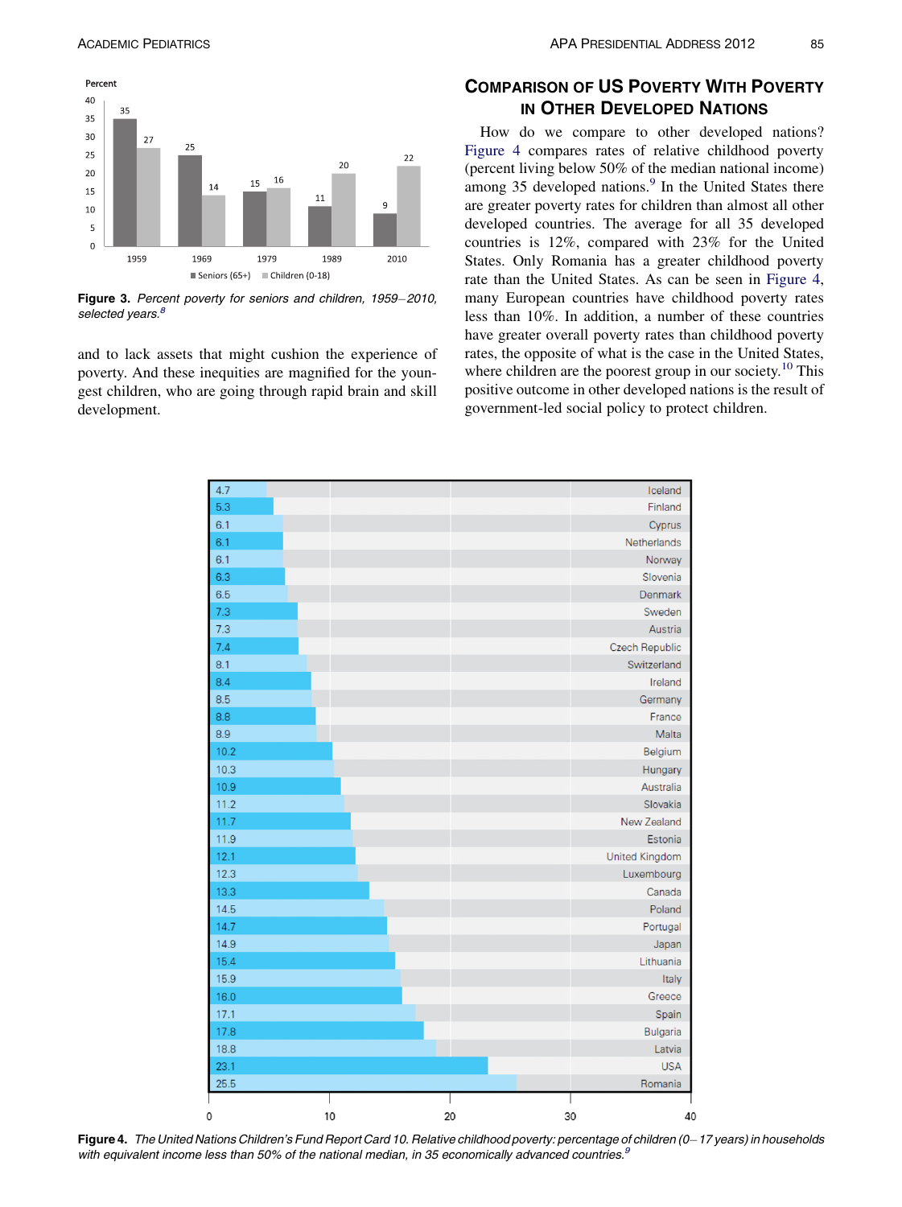Percent

40
35
30
25
20
15
10
5
0

35 27 25 14 15 16 11 20 9 22

1959 1969 1979 1989 2010

Seniors (65+) Children (0-18)

**Figure 3.** *Percent poverty for seniors and children, 1959–2010, selected years.*[8]

and to lack assets that might cushion the experience of poverty. And these inequities are magnified for the youngest children, who are going through rapid brain and skill development.

## Comparison of US Poverty With Poverty in Other Developed Nations

How do we compare to other developed nations? Figure 4 compares rates of relative childhood poverty (percent living below 50% of the median national income) among 35 developed nations.[9] In the United States there are greater poverty rates for children than almost all other developed countries. The average for all 35 developed countries is 12%, compared with 23% for the United States. Only Romania has a greater childhood poverty rate than the United States. As can be seen in Figure 4, many European countries have childhood poverty rates less than 10%. In addition, a number of these countries have greater overall poverty rates than childhood poverty rates, the opposite of what is the case in the United States, where children are the poorest group in our society.[10] This positive outcome in other developed nations is the result of government-led social policy to protect children.

4.7 Iceland
5.3 Finland
6.1 Cyprus
6.1 Netherlands
6.1 Norway
6.3 Slovenia
6.5 Denmark
7.3 Sweden
7.3 Austria
7.4 Czech Republic
8.1 Switzerland
8.4 Ireland
8.5 Germany
8.8 France
8.9 Malta
10.2 Belgium
10.3 Hungary
10.9 Australia
11.2 Slovakia
11.7 New Zealand
11.9 Estonia
12.1 United Kingdom
12.3 Luxembourg
13.3 Canada
14.5 Poland
14.7 Portugal
14.9 Japan
15.4 Lithuania
15.9 Italy
16.0 Greece
17.1 Spain
17.8 Bulgaria
18.8 Latvia
23.1 USA
25.5 Romania

0 10 20 30 40

**Figure 4.** *The United Nations Children's Fund Report Card 10. Relative childhood poverty: percentage of children (0–17 years) in households with equivalent income less than 50% of the national median, in 35 economically advanced countries.*[9]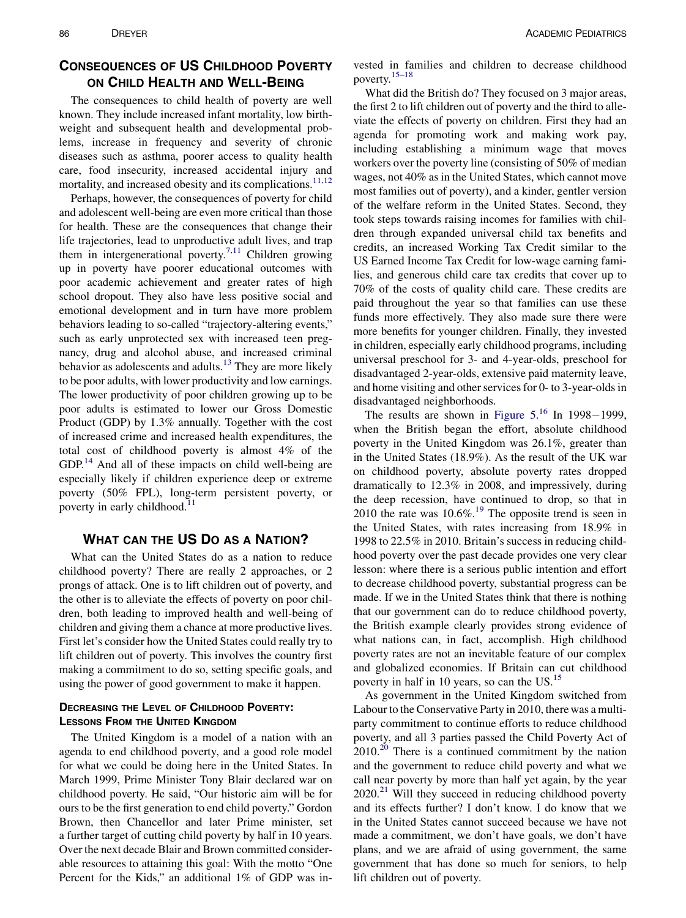## Consequences of US Childhood Poverty on Child Health and Well-Being

The consequences to child health of poverty are well known. They include increased infant mortality, low birthweight and subsequent health and developmental problems, increase in frequency and severity of chronic diseases such as asthma, poorer access to quality health care, food insecurity, increased accidental injury and mortality, and increased obesity and its complications.[11,12]

Perhaps, however, the consequences of poverty for child and adolescent well-being are even more critical than those for health. These are the consequences that change their life trajectories, lead to unproductive adult lives, and trap them in intergenerational poverty.[7,11] Children growing up in poverty have poorer educational outcomes with poor academic achievement and greater rates of high school dropout. They also have less positive social and emotional development and in turn have more problem behaviors leading to so-called "trajectory-altering events," such as early unprotected sex with increased teen pregnancy, drug and alcohol abuse, and increased criminal behavior as adolescents and adults.[13] They are more likely to be poor adults, with lower productivity and low earnings. The lower productivity of poor children growing up to be poor adults is estimated to lower our Gross Domestic Product (GDP) by 1.3% annually. Together with the cost of increased crime and increased health expenditures, the total cost of childhood poverty is almost 4% of the GDP.[14] And all of these impacts on child well-being are especially likely if children experience deep or extreme poverty (50% FPL), long-term persistent poverty, or poverty in early childhood.[11]

## What Can the US Do as a Nation?

What can the United States do as a nation to reduce childhood poverty? There are really 2 approaches, or 2 prongs of attack. One is to lift children out of poverty, and the other is to alleviate the effects of poverty on poor children, both leading to improved health and well-being of children and giving them a chance at more productive lives. First let's consider how the United States could really try to lift children out of poverty. This involves the country first making a commitment to do so, setting specific goals, and using the power of good government to make it happen.

### Decreasing the Level of Childhood Poverty: Lessons From the United Kingdom

The United Kingdom is a model of a nation with an agenda to end childhood poverty, and a good role model for what we could be doing here in the United States. In March 1999, Prime Minister Tony Blair declared war on childhood poverty. He said, "Our historic aim will be for ours to be the first generation to end child poverty." Gordon Brown, then Chancellor and later Prime minister, set a further target of cutting child poverty by half in 10 years. Over the next decade Blair and Brown committed considerable resources to attaining this goal: With the motto "One Percent for the Kids," an additional 1% of GDP was invested in families and children to decrease childhood poverty.[15–18]

What did the British do? They focused on 3 major areas, the first 2 to lift children out of poverty and the third to alleviate the effects of poverty on children. First they had an agenda for promoting work and making work pay, including establishing a minimum wage that moves workers over the poverty line (consisting of 50% of median wages, not 40% as in the United States, which cannot move most families out of poverty), and a kinder, gentler version of the welfare reform in the United States. Second, they took steps towards raising incomes for families with children through expanded universal child tax benefits and credits, an increased Working Tax Credit similar to the US Earned Income Tax Credit for low-wage earning families, and generous child care tax credits that cover up to 70% of the costs of quality child care. These credits are paid throughout the year so that families can use these funds more effectively. They also made sure there were more benefits for younger children. Finally, they invested in children, especially early childhood programs, including universal preschool for 3- and 4-year-olds, preschool for disadvantaged 2-year-olds, extensive paid maternity leave, and home visiting and other services for 0- to 3-year-olds in disadvantaged neighborhoods.

The results are shown in Figure 5.[16] In 1998−1999, when the British began the effort, absolute childhood poverty in the United Kingdom was 26.1%, greater than in the United States (18.9%). As the result of the UK war on childhood poverty, absolute poverty rates dropped dramatically to 12.3% in 2008, and impressively, during the deep recession, have continued to drop, so that in 2010 the rate was 10.6%.[19] The opposite trend is seen in the United States, with rates increasing from 18.9% in 1998 to 22.5% in 2010. Britain's success in reducing childhood poverty over the past decade provides one very clear lesson: where there is a serious public intention and effort to decrease childhood poverty, substantial progress can be made. If we in the United States think that there is nothing that our government can do to reduce childhood poverty, the British example clearly provides strong evidence of what nations can, in fact, accomplish. High childhood poverty rates are not an inevitable feature of our complex and globalized economies. If Britain can cut childhood poverty in half in 10 years, so can the US.[15]

As government in the United Kingdom switched from Labour to the Conservative Party in 2010, there was a multiparty commitment to continue efforts to reduce childhood poverty, and all 3 parties passed the Child Poverty Act of 2010.[20] There is a continued commitment by the nation and the government to reduce child poverty and what we call near poverty by more than half yet again, by the year 2020.[21] Will they succeed in reducing childhood poverty and its effects further? I don't know. I do know that we in the United States cannot succeed because we have not made a commitment, we don't have goals, we don't have plans, and we are afraid of using government, the same government that has done so much for seniors, to help lift children out of poverty.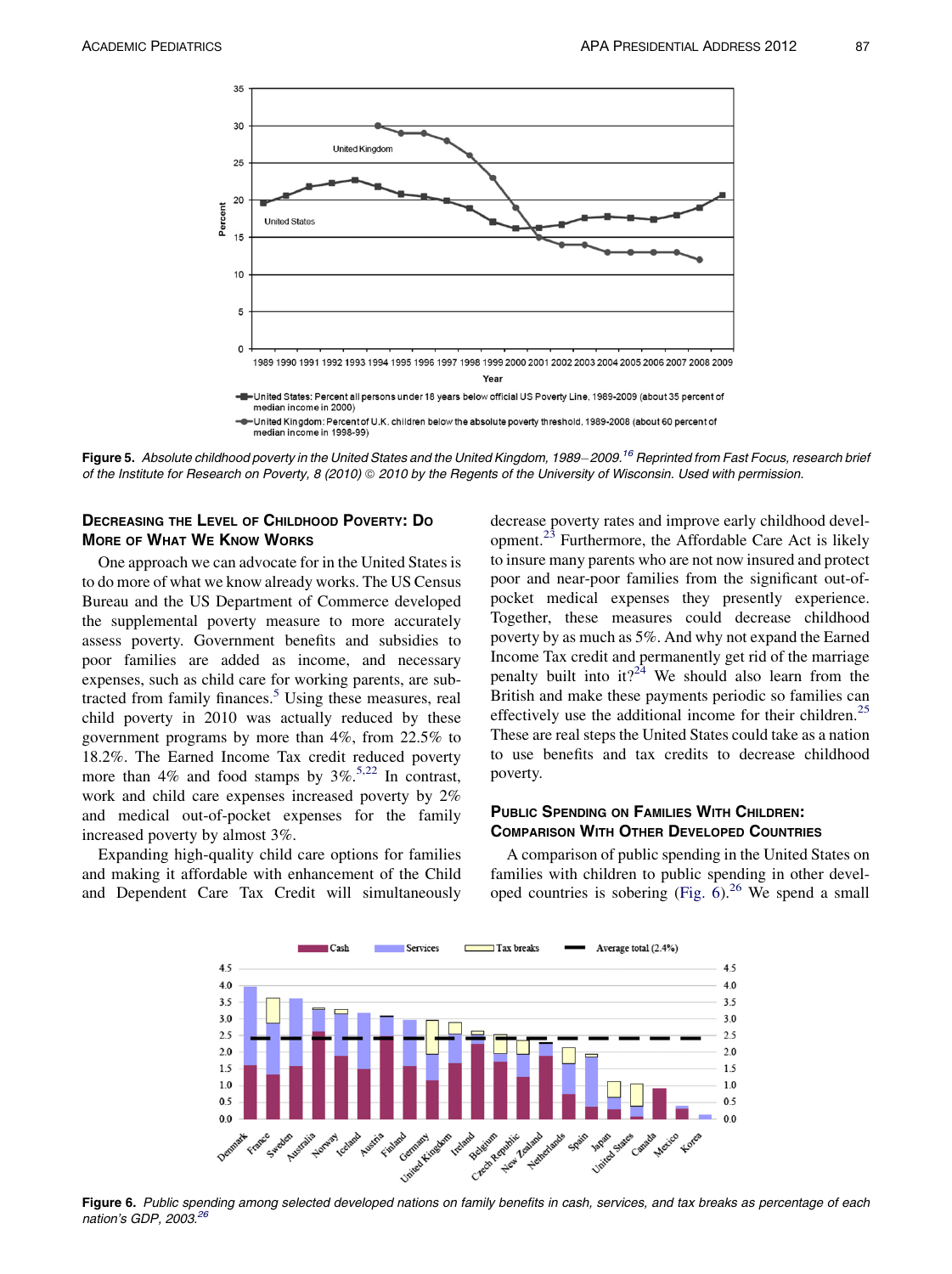35
30
25
20
15
10
5
0

Percent

United Kingdom

United States

1989 1990 1991 1992 1993 1994 1995 1996 1997 1998 1999 2000 2001 2002 2003 2004 2005 2006 2007 2008 2009

Year

United States: Percent all persons under 18 years below official US Poverty Line, 1989-2009 (about 35 percent of median income in 2000)

United Kingdom: Percent of U.K. children below the absolute poverty threshold, 1989-2008 (about 60 percent of median income in 1998-99)

**Figure 5.** *Absolute childhood poverty in the United States and the United Kingdom, 1989–2009.[16] Reprinted from Fast Focus, research brief of the Institute for Research on Poverty, 8 (2010) © 2010 by the Regents of the University of Wisconsin. Used with permission.*

## Decreasing the Level of Childhood Poverty: Do More of What We Know Works

One approach we can advocate for in the United States is to do more of what we know already works. The US Census Bureau and the US Department of Commerce developed the supplemental poverty measure to more accurately assess poverty. Government benefits and subsidies to poor families are added as income, and necessary expenses, such as child care for working parents, are subtracted from family finances.[5] Using these measures, real child poverty in 2010 was actually reduced by these government programs by more than 4%, from 22.5% to 18.2%. The Earned Income Tax credit reduced poverty more than 4% and food stamps by 3%.[5,22] In contrast, work and child care expenses increased poverty by 2% and medical out-of-pocket expenses for the family increased poverty by almost 3%.

Expanding high-quality child care options for families and making it affordable with enhancement of the Child and Dependent Care Tax Credit will simultaneously decrease poverty rates and improve early childhood development.[23] Furthermore, the Affordable Care Act is likely to insure many parents who are not now insured and protect poor and near-poor families from the significant out-of-pocket medical expenses they presently experience. Together, these measures could decrease childhood poverty by as much as 5%. And why not expand the Earned Income Tax credit and permanently get rid of the marriage penalty built into it?[24] We should also learn from the British and make these payments periodic so families can effectively use the additional income for their children.[25] These are real steps the United States could take as a nation to use benefits and tax credits to decrease childhood poverty.

## Public Spending on Families With Children: Comparison With Other Developed Countries

A comparison of public spending in the United States on families with children to public spending in other developed countries is sobering (Fig. 6).[26] We spend a small

Cash Services Tax breaks Average total (2.4%)

4.5
4.0
3.5
3.0
2.5
2.0
1.5
1.0
0.5
0.0

Denmark France Sweden Australia Norway Iceland Austria Finland Germany United Kingdom Ireland Belgium Czech Republic New Zealand Netherlands Spain Japan United States Canada Mexico Korea

**Figure 6.** *Public spending among selected developed nations on family benefits in cash, services, and tax breaks as percentage of each nation's GDP, 2003.[26]*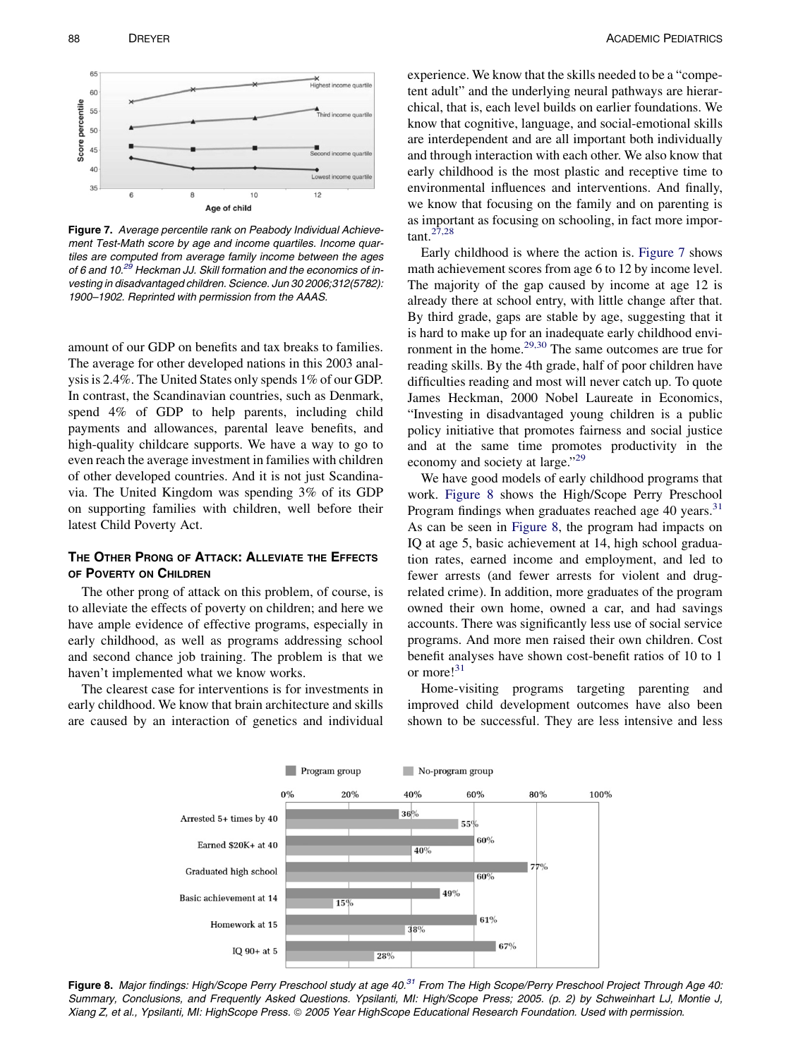65
60
55
50
45
40
35

Score percentile

6
8
10
12

Age of child

Highest income quartile

Third income quartile

Second income quartile

Lowest income quartile

**Figure 7.** *Average percentile rank on Peabody Individual Achievement Test-Math score by age and income quartiles. Income quartiles are computed from average family income between the ages of 6 and 10.[29] Heckman JJ. Skill formation and the economics of investing in disadvantaged children. Science. Jun 30 2006;312(5782): 1900–1902. Reprinted with permission from the AAAS.*

amount of our GDP on benefits and tax breaks to families. The average for other developed nations in this 2003 analysis is 2.4%. The United States only spends 1% of our GDP. In contrast, the Scandinavian countries, such as Denmark, spend 4% of GDP to help parents, including child payments and allowances, parental leave benefits, and high-quality childcare supports. We have a way to go to even reach the average investment in families with children of other developed countries. And it is not just Scandinavia. The United Kingdom was spending 3% of its GDP on supporting families with children, well before their latest Child Poverty Act.

## The Other Prong of Attack: Alleviate the Effects of Poverty on Children

The other prong of attack on this problem, of course, is to alleviate the effects of poverty on children; and here we have ample evidence of effective programs, especially in early childhood, as well as programs addressing school and second chance job training. The problem is that we haven't implemented what we know works.

The clearest case for interventions is for investments in early childhood. We know that brain architecture and skills are caused by an interaction of genetics and individual experience. We know that the skills needed to be a "competent adult" and the underlying neural pathways are hierarchical, that is, each level builds on earlier foundations. We know that cognitive, language, and social-emotional skills are interdependent and are all important both individually and through interaction with each other. We also know that early childhood is the most plastic and receptive time to environmental influences and interventions. And finally, we know that focusing on the family and on parenting is as important as focusing on schooling, in fact more important.[27,28]

Early childhood is where the action is. Figure 7 shows math achievement scores from age 6 to 12 by income level. The majority of the gap caused by income at age 12 is already there at school entry, with little change after that. By third grade, gaps are stable by age, suggesting that it is hard to make up for an inadequate early childhood environment in the home.[29,30] The same outcomes are true for reading skills. By the 4th grade, half of poor children have difficulties reading and most will never catch up. To quote James Heckman, 2000 Nobel Laureate in Economics, "Investing in disadvantaged young children is a public policy initiative that promotes fairness and social justice and at the same time promotes productivity in the economy and society at large."[29]

We have good models of early childhood programs that work. Figure 8 shows the High/Scope Perry Preschool Program findings when graduates reached age 40 years.[31] As can be seen in Figure 8, the program had impacts on IQ at age 5, basic achievement at 14, high school graduation rates, earned income and employment, and led to fewer arrests (and fewer arrests for violent and drug-related crime). In addition, more graduates of the program owned their own home, owned a car, and had savings accounts. There was significantly less use of social service programs. And more men raised their own children. Cost benefit analyses have shown cost-benefit ratios of 10 to 1 or more![31]

Home-visiting programs targeting parenting and improved child development outcomes have also been shown to be successful. They are less intensive and less

Program group
No-program group

0%
20%
40%
60%
80%
100%

Arrested 5+ times by 40
36%
55%

Earned $20K+ at 40
60%
40%

Graduated high school
77%
60%

Basic achievement at 14
49%
15%

Homework at 15
61%
38%

IQ 90+ at 5
67%
28%

**Figure 8.** *Major findings: High/Scope Perry Preschool study at age 40.[31] From The High Scope/Perry Preschool Project Through Age 40: Summary, Conclusions, and Frequently Asked Questions. Ypsilanti, MI: High/Scope Press; 2005. (p. 2) by Schweinhart LJ, Montie J, Xiang Z, et al., Ypsilanti, MI: HighScope Press. © 2005 Year HighScope Educational Research Foundation. Used with permission.*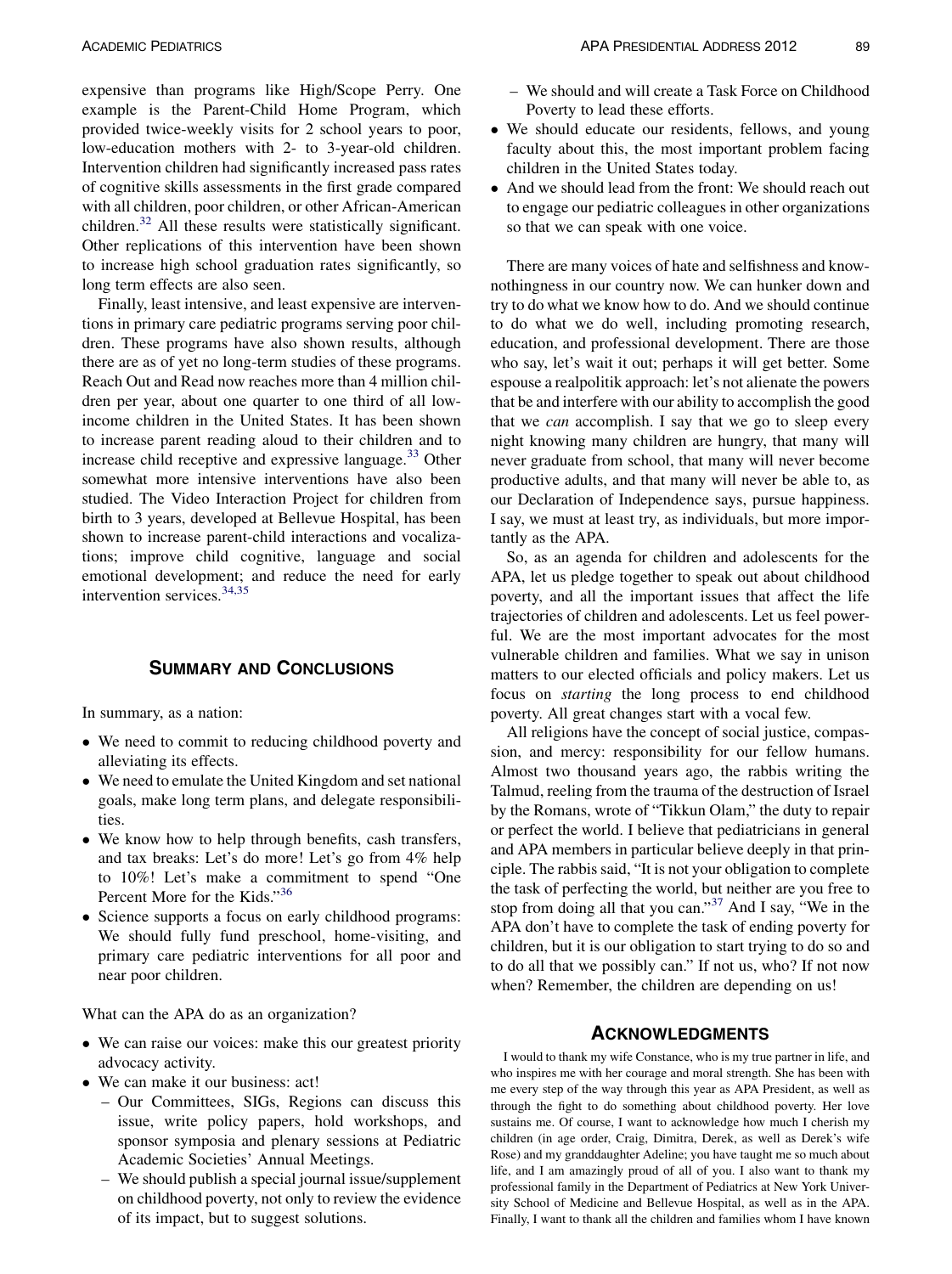expensive than programs like High/Scope Perry. One example is the Parent-Child Home Program, which provided twice-weekly visits for 2 school years to poor, low-education mothers with 2- to 3-year-old children. Intervention children had significantly increased pass rates of cognitive skills assessments in the first grade compared with all children, poor children, or other African-American children.[32] All these results were statistically significant. Other replications of this intervention have been shown to increase high school graduation rates significantly, so long term effects are also seen.

Finally, least intensive, and least expensive are interventions in primary care pediatric programs serving poor children. These programs have also shown results, although there are as of yet no long-term studies of these programs. Reach Out and Read now reaches more than 4 million children per year, about one quarter to one third of all low-income children in the United States. It has been shown to increase parent reading aloud to their children and to increase child receptive and expressive language.[33] Other somewhat more intensive interventions have also been studied. The Video Interaction Project for children from birth to 3 years, developed at Bellevue Hospital, has been shown to increase parent-child interactions and vocalizations; improve child cognitive, language and social emotional development; and reduce the need for early intervention services.[34,35]

## Summary and Conclusions

In summary, as a nation:

- We need to commit to reducing childhood poverty and alleviating its effects.
- We need to emulate the United Kingdom and set national goals, make long term plans, and delegate responsibilities.
- We know how to help through benefits, cash transfers, and tax breaks: Let's do more! Let's go from 4% help to 10%! Let's make a commitment to spend "One Percent More for the Kids."[36]
- Science supports a focus on early childhood programs: We should fully fund preschool, home-visiting, and primary care pediatric interventions for all poor and near poor children.

What can the APA do as an organization?

- We can raise our voices: make this our greatest priority advocacy activity.
- We can make it our business: act!
  - Our Committees, SIGs, Regions can discuss this issue, write policy papers, hold workshops, and sponsor symposia and plenary sessions at Pediatric Academic Societies' Annual Meetings.
  - We should publish a special journal issue/supplement on childhood poverty, not only to review the evidence of its impact, but to suggest solutions.
  - We should and will create a Task Force on Childhood Poverty to lead these efforts.
- We should educate our residents, fellows, and young faculty about this, the most important problem facing children in the United States today.
- And we should lead from the front: We should reach out to engage our pediatric colleagues in other organizations so that we can speak with one voice.

There are many voices of hate and selfishness and know-nothingness in our country now. We can hunker down and try to do what we know how to do. And we should continue to do what we do well, including promoting research, education, and professional development. There are those who say, let's wait it out; perhaps it will get better. Some espouse a realpolitik approach: let's not alienate the powers that be and interfere with our ability to accomplish the good that we *can* accomplish. I say that we go to sleep every night knowing many children are hungry, that many will never graduate from school, that many will never become productive adults, and that many will never be able to, as our Declaration of Independence says, pursue happiness. I say, we must at least try, as individuals, but more importantly as the APA.

So, as an agenda for children and adolescents for the APA, let us pledge together to speak out about childhood poverty, and all the important issues that affect the life trajectories of children and adolescents. Let us feel powerful. We are the most important advocates for the most vulnerable children and families. What we say in unison matters to our elected officials and policy makers. Let us focus on *starting* the long process to end childhood poverty. All great changes start with a vocal few.

All religions have the concept of social justice, compassion, and mercy: responsibility for our fellow humans. Almost two thousand years ago, the rabbis writing the Talmud, reeling from the trauma of the destruction of Israel by the Romans, wrote of "Tikkun Olam," the duty to repair or perfect the world. I believe that pediatricians in general and APA members in particular believe deeply in that principle. The rabbis said, "It is not your obligation to complete the task of perfecting the world, but neither are you free to stop from doing all that you can."[37] And I say, "We in the APA don't have to complete the task of ending poverty for children, but it is our obligation to start trying to do so and to do all that we possibly can." If not us, who? If not now when? Remember, the children are depending on us!

## Acknowledgments

I would to thank my wife Constance, who is my true partner in life, and who inspires me with her courage and moral strength. She has been with me every step of the way through this year as APA President, as well as through the fight to do something about childhood poverty. Her love sustains me. Of course, I want to acknowledge how much I cherish my children (in age order, Craig, Dimitra, Derek, as well as Derek's wife Rose) and my granddaughter Adeline; you have taught me so much about life, and I am amazingly proud of all of you. I also want to thank my professional family in the Department of Pediatrics at New York University School of Medicine and Bellevue Hospital, as well as in the APA. Finally, I want to thank all the children and families whom I have known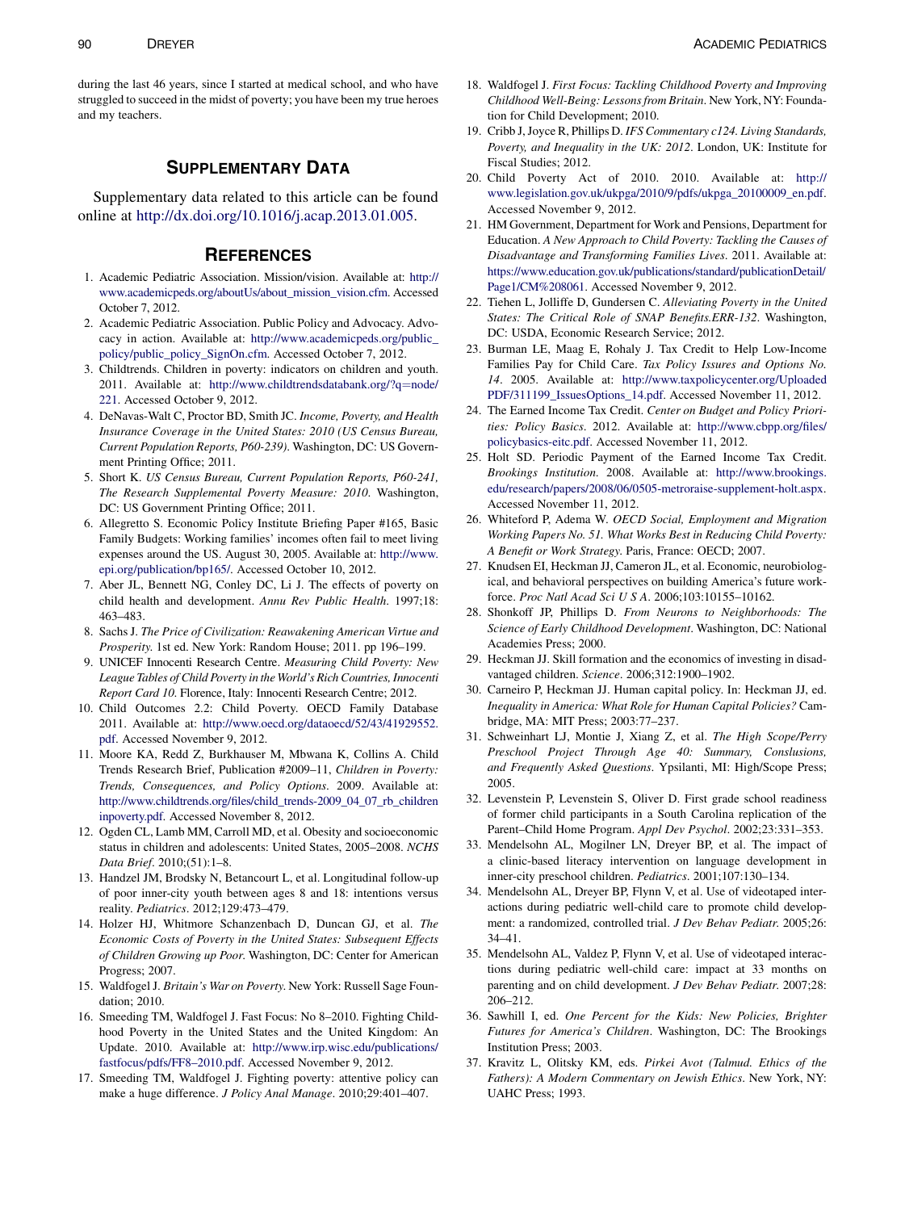during the last 46 years, since I started at medical school, and who have struggled to succeed in the midst of poverty; you have been my true heroes and my teachers.

## Supplementary Data

Supplementary data related to this article can be found online at http://dx.doi.org/10.1016/j.acap.2013.01.005.

## References

1. Academic Pediatric Association. Mission/vision. Available at: http://www.academicpeds.org/aboutUs/about_mission_vision.cfm. Accessed October 7, 2012.
2. Academic Pediatric Association. Public Policy and Advocacy. Advocacy in action. Available at: http://www.academicpeds.org/public_policy/public_policy_SignOn.cfm. Accessed October 7, 2012.
3. Childtrends. Children in poverty: indicators on children and youth. 2011. Available at: http://www.childtrendsdatabank.org/?q=node/221. Accessed October 9, 2012.
4. DeNavas-Walt C, Proctor BD, Smith JC. *Income, Poverty, and Health Insurance Coverage in the United States: 2010 (US Census Bureau, Current Population Reports, P60-239)*. Washington, DC: US Government Printing Office; 2011.
5. Short K. *US Census Bureau, Current Population Reports, P60-241, The Research Supplemental Poverty Measure: 2010*. Washington, DC: US Government Printing Office; 2011.
6. Allegretto S. Economic Policy Institute Briefing Paper #165, Basic Family Budgets: Working families' incomes often fail to meet living expenses around the US. August 30, 2005. Available at: http://www.epi.org/publication/bp165/. Accessed October 10, 2012.
7. Aber JL, Bennett NG, Conley DC, Li J. The effects of poverty on child health and development. *Annu Rev Public Health*. 1997;18:463–483.
8. Sachs J. *The Price of Civilization: Reawakening American Virtue and Prosperity*. 1st ed. New York: Random House; 2011. pp 196–199.
9. UNICEF Innocenti Research Centre. *Measuring Child Poverty: New League Tables of Child Poverty in the World's Rich Countries, Innocenti Report Card 10*. Florence, Italy: Innocenti Research Centre; 2012.
10. Child Outcomes 2.2: Child Poverty. OECD Family Database 2011. Available at: http://www.oecd.org/dataoecd/52/43/41929552.pdf. Accessed November 9, 2012.
11. Moore KA, Redd Z, Burkhauser M, Mbwana K, Collins A. Child Trends Research Brief, Publication #2009–11, *Children in Poverty: Trends, Consequences, and Policy Options*. 2009. Available at: http://www.childtrends.org/files/child_trends-2009_04_07_rb_childreninpoverty.pdf. Accessed November 8, 2012.
12. Ogden CL, Lamb MM, Carroll MD, et al. Obesity and socioeconomic status in children and adolescents: United States, 2005–2008. *NCHS Data Brief*. 2010;(51):1–8.
13. Handzel JM, Brodsky N, Betancourt L, et al. Longitudinal follow-up of poor inner-city youth between ages 8 and 18: intentions versus reality. *Pediatrics*. 2012;129:473–479.
14. Holzer HJ, Whitmore Schanzenbach D, Duncan GJ, et al. *The Economic Costs of Poverty in the United States: Subsequent Effects of Children Growing up Poor*. Washington, DC: Center for American Progress; 2007.
15. Waldfogel J. *Britain's War on Poverty*. New York: Russell Sage Foundation; 2010.
16. Smeeding TM, Waldfogel J. Fast Focus: No 8–2010. Fighting Childhood Poverty in the United States and the United Kingdom: An Update. 2010. Available at: http://www.irp.wisc.edu/publications/fastfocus/pdfs/FF8–2010.pdf. Accessed November 9, 2012.
17. Smeeding TM, Waldfogel J. Fighting poverty: attentive policy can make a huge difference. *J Policy Anal Manage*. 2010;29:401–407.
18. Waldfogel J. *First Focus: Tackling Childhood Poverty and Improving Childhood Well-Being: Lessons from Britain*. New York, NY: Foundation for Child Development; 2010.
19. Cribb J, Joyce R, Phillips D. *IFS Commentary c124. Living Standards, Poverty, and Inequality in the UK: 2012*. London, UK: Institute for Fiscal Studies; 2012.
20. Child Poverty Act of 2010. 2010. Available at: http://www.legislation.gov.uk/ukpga/2010/9/pdfs/ukpga_20100009_en.pdf. Accessed November 9, 2012.
21. HM Government, Department for Work and Pensions, Department for Education. *A New Approach to Child Poverty: Tackling the Causes of Disadvantage and Transforming Families Lives*. 2011. Available at: https://www.education.gov.uk/publications/standard/publicationDetail/Page1/CM%208061. Accessed November 9, 2012.
22. Tiehen L, Jolliffe D, Gundersen C. *Alleviating Poverty in the United States: The Critical Role of SNAP Benefits.ERR-132*. Washington, DC: USDA, Economic Research Service; 2012.
23. Burman LE, Maag E, Rohaly J. Tax Credit to Help Low-Income Families Pay for Child Care. *Tax Policy Issures and Options No. 14*. 2005. Available at: http://www.taxpolicycenter.org/UploadedPDF/311199_IssuesOptions_14.pdf. Accessed November 11, 2012.
24. The Earned Income Tax Credit. *Center on Budget and Policy Priorities: Policy Basics*. 2012. Available at: http://www.cbpp.org/files/policybasics-eitc.pdf. Accessed November 11, 2012.
25. Holt SD. Periodic Payment of the Earned Income Tax Credit. *Brookings Institution*. 2008. Available at: http://www.brookings.edu/research/papers/2008/06/0505-metroraise-supplement-holt.aspx. Accessed November 11, 2012.
26. Whiteford P, Adema W. *OECD Social, Employment and Migration Working Papers No. 51. What Works Best in Reducing Child Poverty: A Benefit or Work Strategy*. Paris, France: OECD; 2007.
27. Knudsen EI, Heckman JJ, Cameron JL, et al. Economic, neurobiological, and behavioral perspectives on building America's future workforce. *Proc Natl Acad Sci U S A*. 2006;103:10155–10162.
28. Shonkoff JP, Phillips D. *From Neurons to Neighborhoods: The Science of Early Childhood Development*. Washington, DC: National Academies Press; 2000.
29. Heckman JJ. Skill formation and the economics of investing in disadvantaged children. *Science*. 2006;312:1900–1902.
30. Carneiro P, Heckman JJ. Human capital policy. In: Heckman JJ, ed. *Inequality in America: What Role for Human Capital Policies?* Cambridge, MA: MIT Press; 2003:77–237.
31. Schweinhart LJ, Montie J, Xiang Z, et al. *The High Scope/Perry Preschool Project Through Age 40: Summary, Consluions, and Frequently Asked Questions*. Ypsilanti, MI: High/Scope Press; 2005.
32. Levenstein P, Levenstein S, Oliver D. First grade school readiness of former child participants in a South Carolina replication of the Parent–Child Home Program. *Appl Dev Psychol*. 2002;23:331–353.
33. Mendelsohn AL, Mogilner LN, Dreyer BP, et al. The impact of a clinic-based literacy intervention on language development in inner-city preschool children. *Pediatrics*. 2001;107:130–134.
34. Mendelsohn AL, Dreyer BP, Flynn V, et al. Use of videotaped interactions during pediatric well-child care to promote child development: a randomized, controlled trial. *J Dev Behav Pediatr*. 2005;26:34–41.
35. Mendelsohn AL, Valdez P, Flynn V, et al. Use of videotaped interactions during pediatric well-child care: impact at 33 months on parenting and on child development. *J Dev Behav Pediatr*. 2007;28:206–212.
36. Sawhill I, ed. *One Percent for the Kids: New Policies, Brighter Futures for America's Children*. Washington, DC: The Brookings Institution Press; 2003.
37. Kravitz L, Olitsky KM, eds. *Pirkei Avot (Talmud. Ethics of the Fathers): A Modern Commentary on Jewish Ethics*. New York, NY: UAHC Press; 1993.